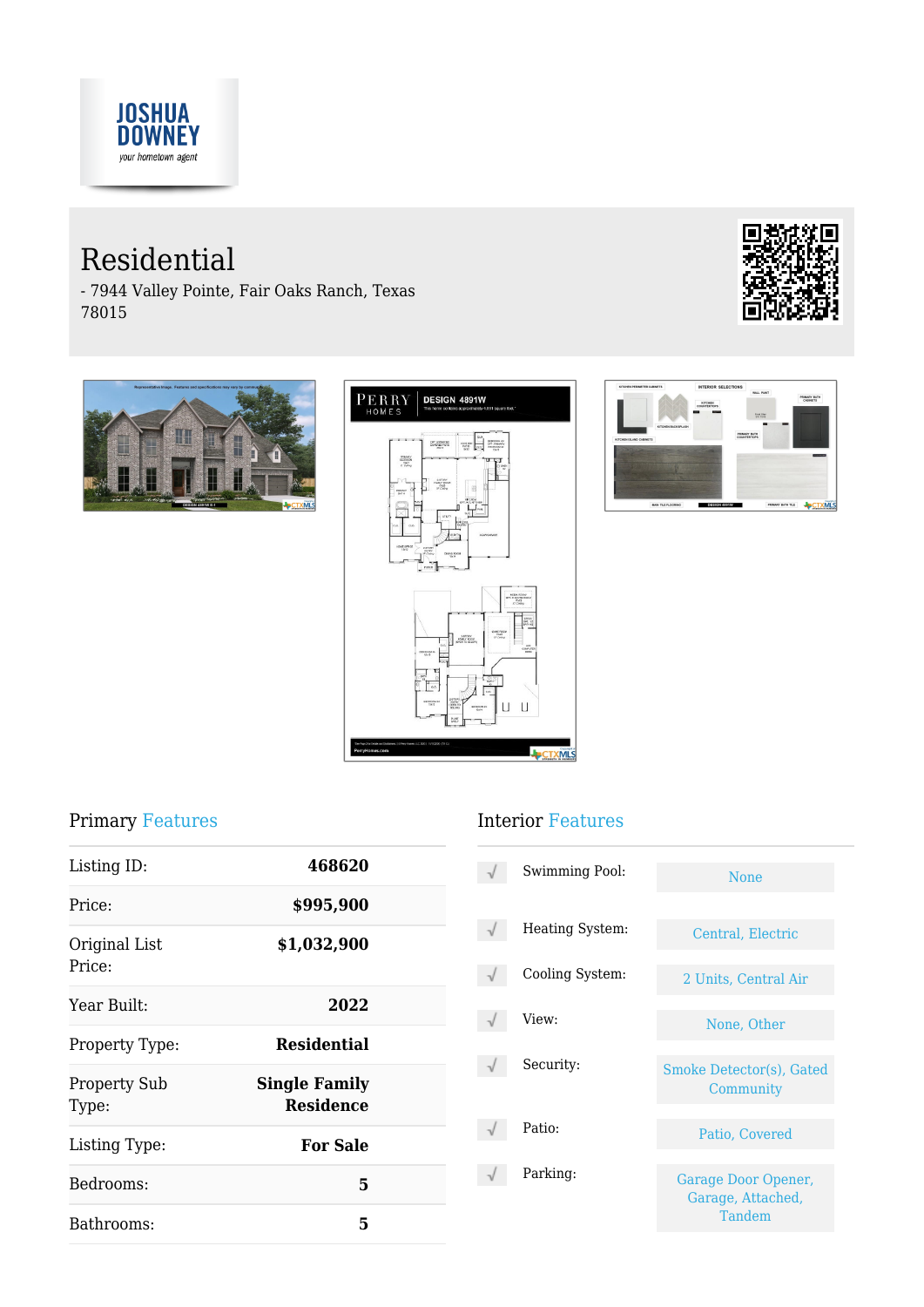JOSHUA DOWNEY
*your hometown agent*

# Residential

- 7944 Valley Pointe, Fair Oaks Ranch, Texas 78015

## Primary Features

| | |
|---|---|
| Listing ID: | **468620** |
| Price: | **$995,900** |
| Original List Price: | **$1,032,900** |
| Year Built: | **2022** |
| Property Type: | **Residential** |
| Property Sub Type: | **Single Family Residence** |
| Listing Type: | **For Sale** |
| Bedrooms: | **5** |
| Bathrooms: | **5** |

## Interior Features

| | |
|---|---|
| Swimming Pool: | None |
| Heating System: | Central, Electric |
| Cooling System: | 2 Units, Central Air |
| View: | None, Other |
| Security: | Smoke Detector(s), Gated Community |
| Patio: | Patio, Covered |
| Parking: | Garage Door Opener, Garage, Attached, Tandem |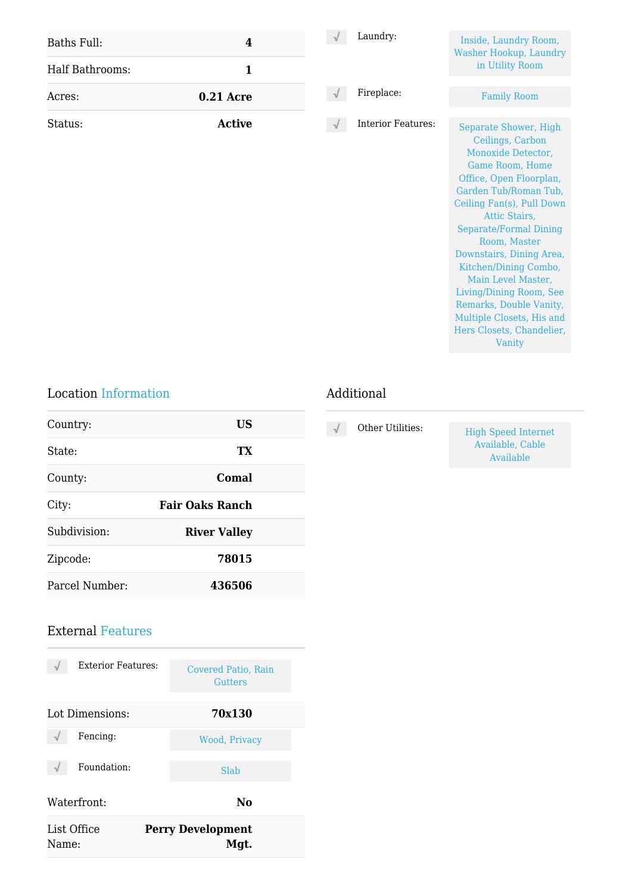| | |
|---|---|
| Baths Full: | **4** |
| Half Bathrooms: | **1** |
| Acres: | **0.21 Acre** |
| Status: | **Active** |

√ Laundry: Inside, Laundry Room, Washer Hookup, Laundry in Utility Room

√ Fireplace: Family Room

√ Interior Features: Separate Shower, High Ceilings, Carbon Monoxide Detector, Game Room, Home Office, Open Floorplan, Garden Tub/Roman Tub, Ceiling Fan(s), Pull Down Attic Stairs, Separate/Formal Dining Room, Master Downstairs, Dining Area, Kitchen/Dining Combo, Main Level Master, Living/Dining Room, See Remarks, Double Vanity, Multiple Closets, His and Hers Closets, Chandelier, Vanity

## Location Information

| | |
|---|---|
| Country: | **US** |
| State: | **TX** |
| County: | **Comal** |
| City: | **Fair Oaks Ranch** |
| Subdivision: | **River Valley** |
| Zipcode: | **78015** |
| Parcel Number: | **436506** |

## External Features

√ Exterior Features: Covered Patio, Rain Gutters

| | |
|---|---|
| Lot Dimensions: | **70x130** |

√ Fencing: Wood, Privacy

√ Foundation: Slab

| | |
|---|---|
| Waterfront: | **No** |
| List Office Name: | **Perry Development Mgt.** |

## Additional

√ Other Utilities: High Speed Internet Available, Cable Available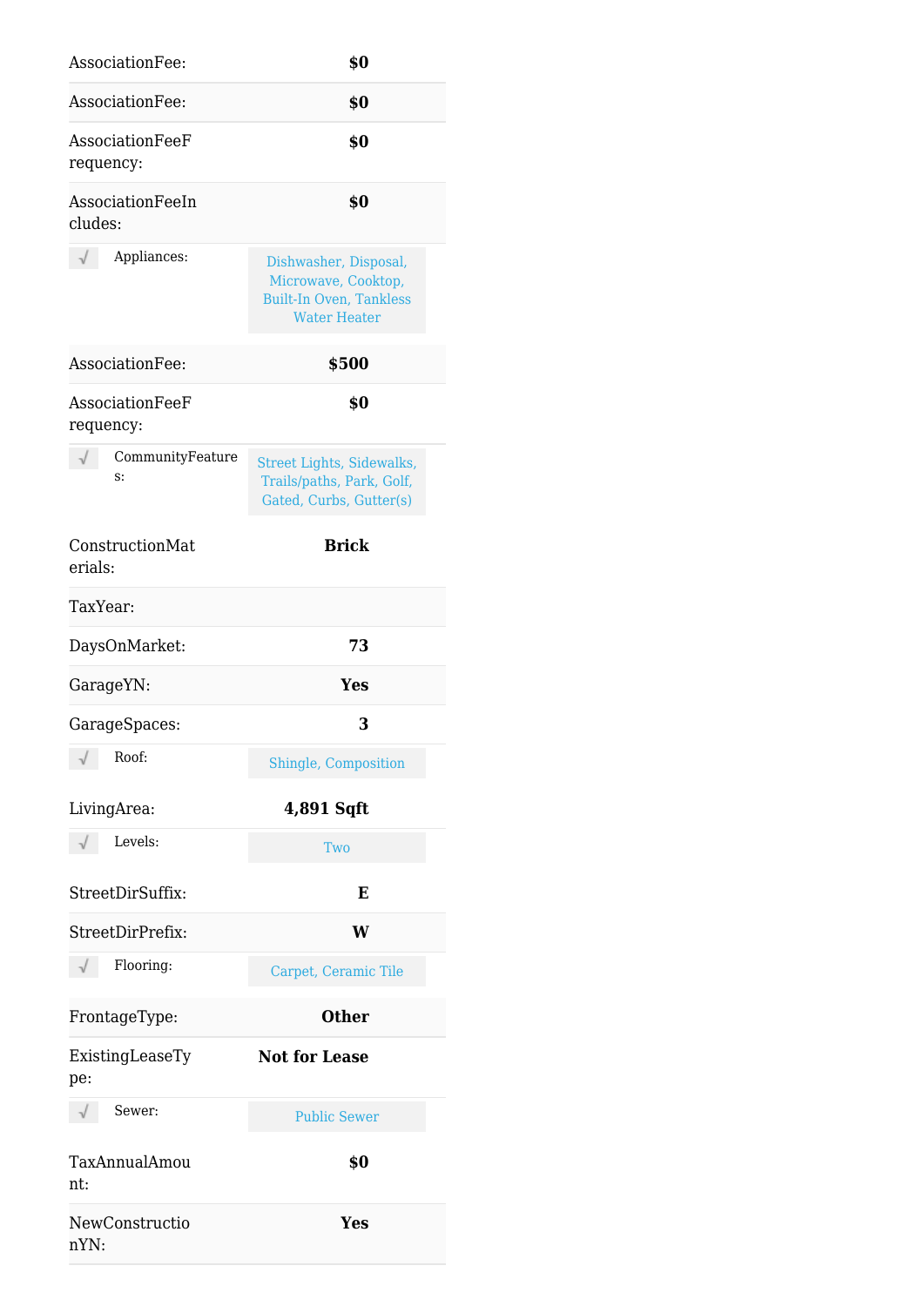| Field | Value |
| --- | --- |
| AssociationFee: | **$0** |
| AssociationFee: | **$0** |
| AssociationFeeFrequency: | **$0** |
| AssociationFeeIncludes: | **$0** |
| √ Appliances: | Dishwasher, Disposal, Microwave, Cooktop, Built-In Oven, Tankless Water Heater |
| AssociationFee: | **$500** |
| AssociationFeeFrequency: | **$0** |
| √ CommunityFeatures: | Street Lights, Sidewalks, Trails/paths, Park, Golf, Gated, Curbs, Gutter(s) |
| ConstructionMaterials: | **Brick** |
| TaxYear: | |
| DaysOnMarket: | **73** |
| GarageYN: | **Yes** |
| GarageSpaces: | **3** |
| √ Roof: | Shingle, Composition |
| LivingArea: | **4,891 Sqft** |
| √ Levels: | Two |
| StreetDirSuffix: | **E** |
| StreetDirPrefix: | **W** |
| √ Flooring: | Carpet, Ceramic Tile |
| FrontageType: | **Other** |
| ExistingLeaseType: | **Not for Lease** |
| √ Sewer: | Public Sewer |
| TaxAnnualAmount: | **$0** |
| NewConstructionYN: | **Yes** |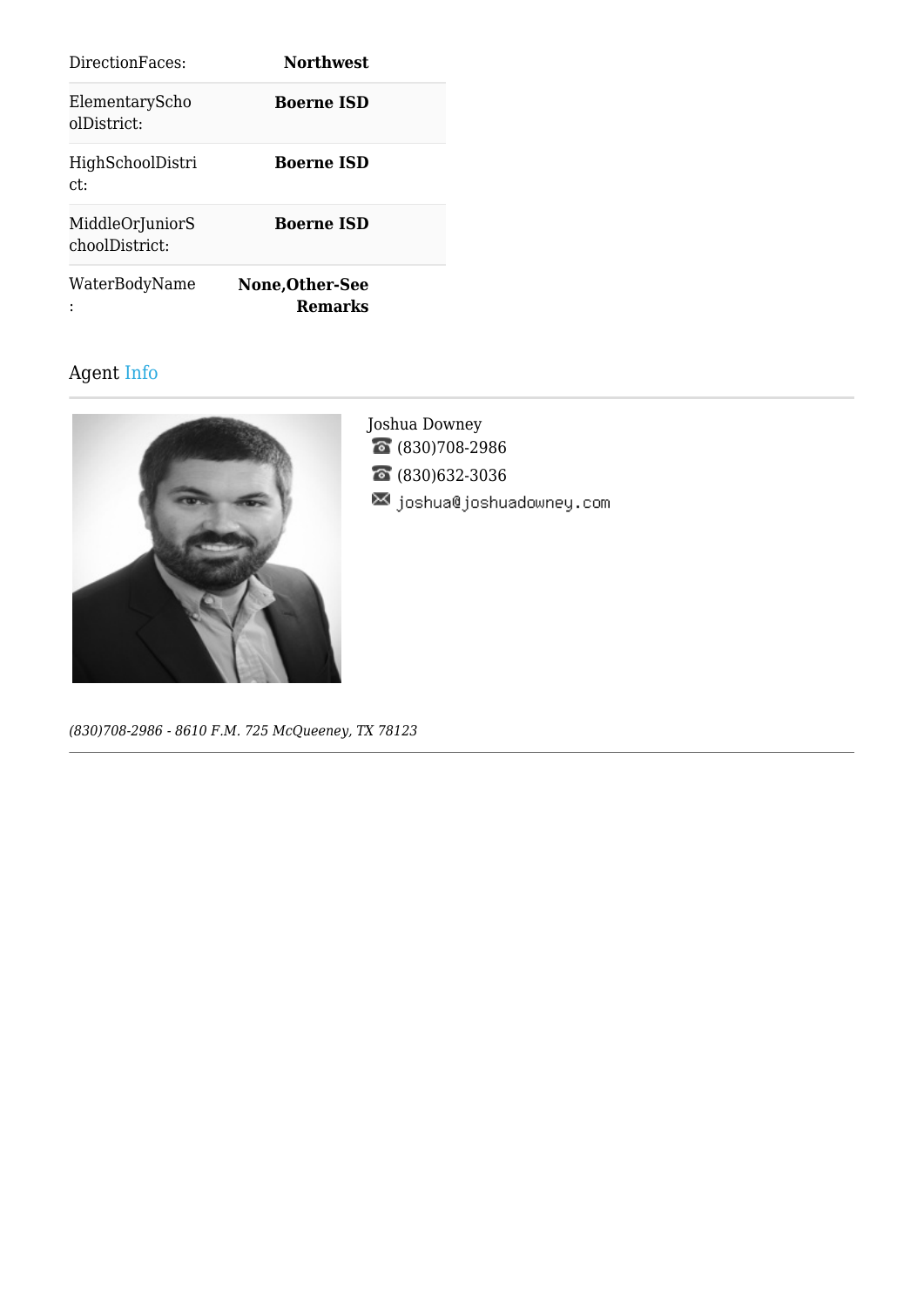| | |
|---|---|
| DirectionFaces: | **Northwest** |
| ElementarySchoolDistrict: | **Boerne ISD** |
| HighSchoolDistrict: | **Boerne ISD** |
| MiddleOrJuniorSchoolDistrict: | **Boerne ISD** |
| WaterBodyName: | **None,Other-See Remarks** |

## Agent Info

Joshua Downey

(830)708-2986

(830)632-3036

joshua@joshuadowney.com

*(830)708-2986 - 8610 F.M. 725 McQueeney, TX 78123*